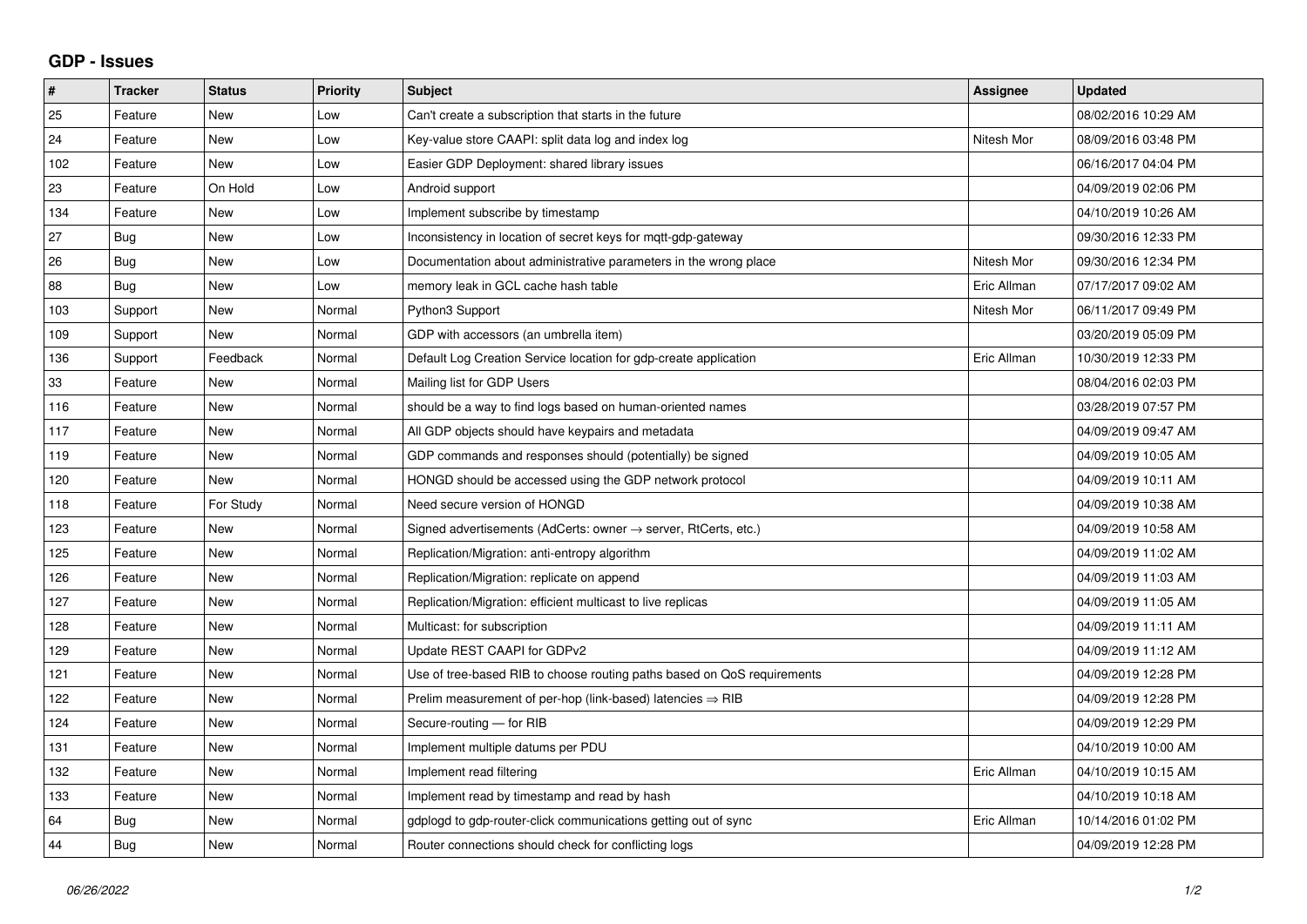## GDP - Issues

| # | Tracker | Status | Priority | Subject | Assignee | Updated |
|---|---|---|---|---|---|---|
| 25 | Feature | New | Low | Can't create a subscription that starts in the future | | 08/02/2016 10:29 AM |
| 24 | Feature | New | Low | Key-value store CAAPI: split data log and index log | Nitesh Mor | 08/09/2016 03:48 PM |
| 102 | Feature | New | Low | Easier GDP Deployment: shared library issues | | 06/16/2017 04:04 PM |
| 23 | Feature | On Hold | Low | Android support | | 04/09/2019 02:06 PM |
| 134 | Feature | New | Low | Implement subscribe by timestamp | | 04/10/2019 10:26 AM |
| 27 | Bug | New | Low | Inconsistency in location of secret keys for mqtt-gdp-gateway | | 09/30/2016 12:33 PM |
| 26 | Bug | New | Low | Documentation about administrative parameters in the wrong place | Nitesh Mor | 09/30/2016 12:34 PM |
| 88 | Bug | New | Low | memory leak in GCL cache hash table | Eric Allman | 07/17/2017 09:02 AM |
| 103 | Support | New | Normal | Python3 Support | Nitesh Mor | 06/11/2017 09:49 PM |
| 109 | Support | New | Normal | GDP with accessors (an umbrella item) | | 03/20/2019 05:09 PM |
| 136 | Support | Feedback | Normal | Default Log Creation Service location for gdp-create application | Eric Allman | 10/30/2019 12:33 PM |
| 33 | Feature | New | Normal | Mailing list for GDP Users | | 08/04/2016 02:03 PM |
| 116 | Feature | New | Normal | should be a way to find logs based on human-oriented names | | 03/28/2019 07:57 PM |
| 117 | Feature | New | Normal | All GDP objects should have keypairs and metadata | | 04/09/2019 09:47 AM |
| 119 | Feature | New | Normal | GDP commands and responses should (potentially) be signed | | 04/09/2019 10:05 AM |
| 120 | Feature | New | Normal | HONGD should be accessed using the GDP network protocol | | 04/09/2019 10:11 AM |
| 118 | Feature | For Study | Normal | Need secure version of HONGD | | 04/09/2019 10:38 AM |
| 123 | Feature | New | Normal | Signed advertisements (AdCerts: owner → server, RtCerts, etc.) | | 04/09/2019 10:58 AM |
| 125 | Feature | New | Normal | Replication/Migration: anti-entropy algorithm | | 04/09/2019 11:02 AM |
| 126 | Feature | New | Normal | Replication/Migration: replicate on append | | 04/09/2019 11:03 AM |
| 127 | Feature | New | Normal | Replication/Migration: efficient multicast to live replicas | | 04/09/2019 11:05 AM |
| 128 | Feature | New | Normal | Multicast: for subscription | | 04/09/2019 11:11 AM |
| 129 | Feature | New | Normal | Update REST CAAPI for GDPv2 | | 04/09/2019 11:12 AM |
| 121 | Feature | New | Normal | Use of tree-based RIB to choose routing paths based on QoS requirements | | 04/09/2019 12:28 PM |
| 122 | Feature | New | Normal | Prelim measurement of per-hop (link-based) latencies ⇒ RIB | | 04/09/2019 12:28 PM |
| 124 | Feature | New | Normal | Secure-routing — for RIB | | 04/09/2019 12:29 PM |
| 131 | Feature | New | Normal | Implement multiple datums per PDU | | 04/10/2019 10:00 AM |
| 132 | Feature | New | Normal | Implement read filtering | Eric Allman | 04/10/2019 10:15 AM |
| 133 | Feature | New | Normal | Implement read by timestamp and read by hash | | 04/10/2019 10:18 AM |
| 64 | Bug | New | Normal | gdplogd to gdp-router-click communications getting out of sync | Eric Allman | 10/14/2016 01:02 PM |
| 44 | Bug | New | Normal | Router connections should check for conflicting logs | | 04/09/2019 12:28 PM |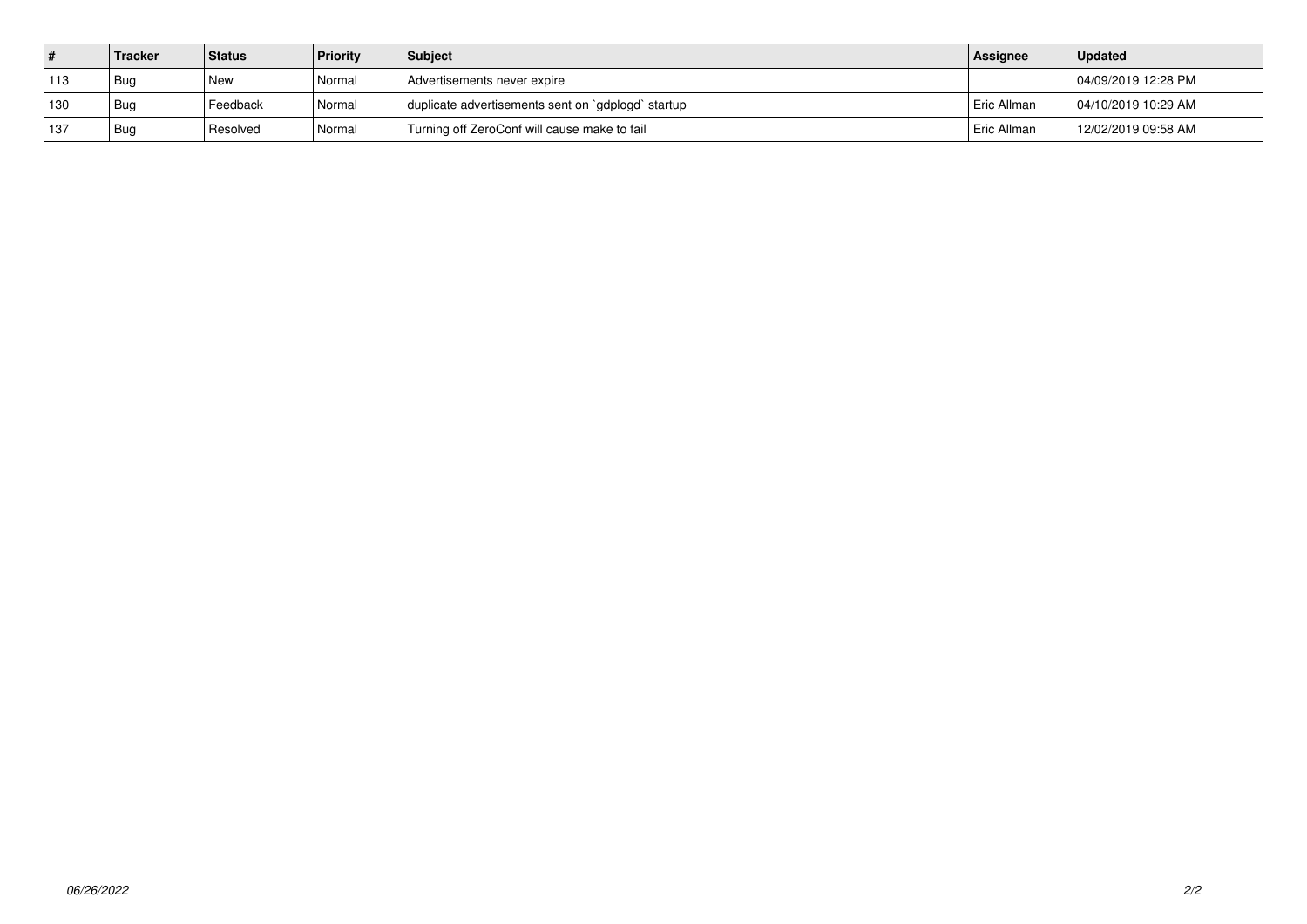| # | Tracker | Status | Priority | Subject | Assignee | Updated |
|---|---|---|---|---|---|---|
| 113 | Bug | New | Normal | Advertisements never expire | | 04/09/2019 12:28 PM |
| 130 | Bug | Feedback | Normal | duplicate advertisements sent on `gdplogd` startup | Eric Allman | 04/10/2019 10:29 AM |
| 137 | Bug | Resolved | Normal | Turning off ZeroConf will cause make to fail | Eric Allman | 12/02/2019 09:58 AM |